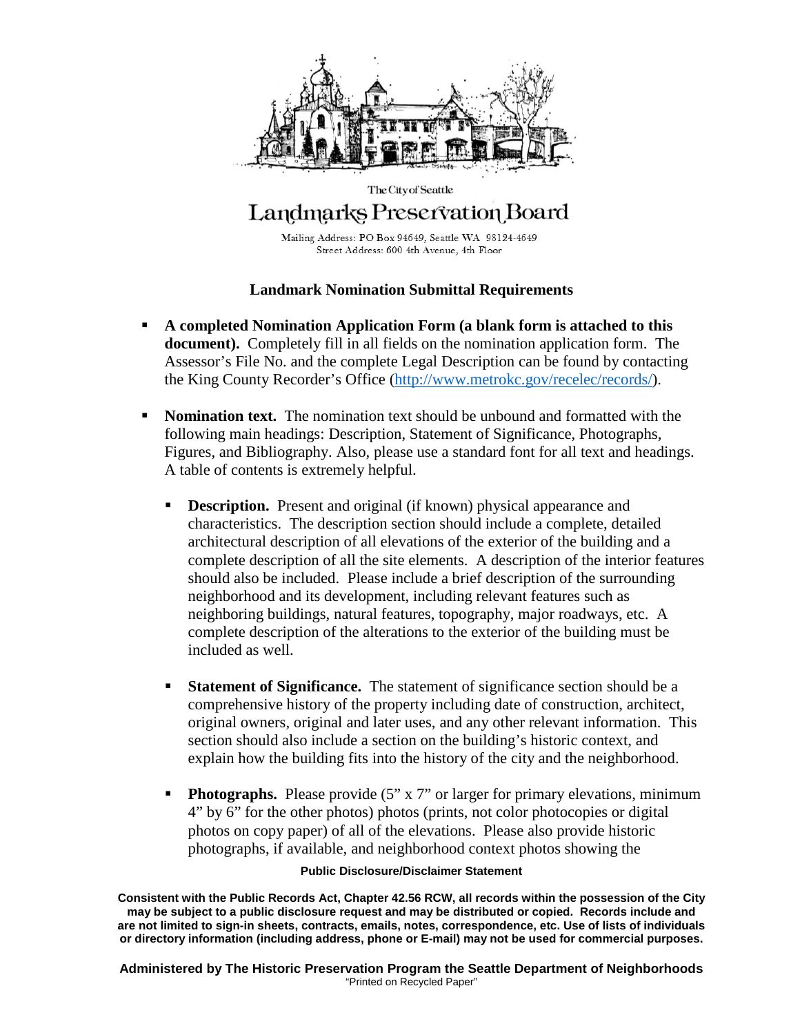The City of Seattle

# Landmarks Preservation Board

Mailing Address: PO Box 94649, Seattle WA 98124-4649
Street Address: 600 4th Avenue, 4th Floor

## Landmark Nomination Submittal Requirements

- **A completed Nomination Application Form (a blank form is attached to this document).** Completely fill in all fields on the nomination application form. The Assessor's File No. and the complete Legal Description can be found by contacting the King County Recorder's Office (http://www.metrokc.gov/recelec/records/).

- **Nomination text.** The nomination text should be unbound and formatted with the following main headings: Description, Statement of Significance, Photographs, Figures, and Bibliography. Also, please use a standard font for all text and headings. A table of contents is extremely helpful.

  - **Description.** Present and original (if known) physical appearance and characteristics. The description section should include a complete, detailed architectural description of all elevations of the exterior of the building and a complete description of all the site elements. A description of the interior features should also be included. Please include a brief description of the surrounding neighborhood and its development, including relevant features such as neighboring buildings, natural features, topography, major roadways, etc. A complete description of the alterations to the exterior of the building must be included as well.

  - **Statement of Significance.** The statement of significance section should be a comprehensive history of the property including date of construction, architect, original owners, original and later uses, and any other relevant information. This section should also include a section on the building's historic context, and explain how the building fits into the history of the city and the neighborhood.

  - **Photographs.** Please provide (5" x 7" or larger for primary elevations, minimum 4" by 6" for the other photos) photos (prints, not color photocopies or digital photos on copy paper) of all of the elevations. Please also provide historic photographs, if available, and neighborhood context photos showing the

**Public Disclosure/Disclaimer Statement**

**Consistent with the Public Records Act, Chapter 42.56 RCW, all records within the possession of the City may be subject to a public disclosure request and may be distributed or copied. Records include and are not limited to sign-in sheets, contracts, emails, notes, correspondence, etc. Use of lists of individuals or directory information (including address, phone or E-mail) may not be used for commercial purposes.**

**Administered by The Historic Preservation Program the Seattle Department of Neighborhoods**
"Printed on Recycled Paper"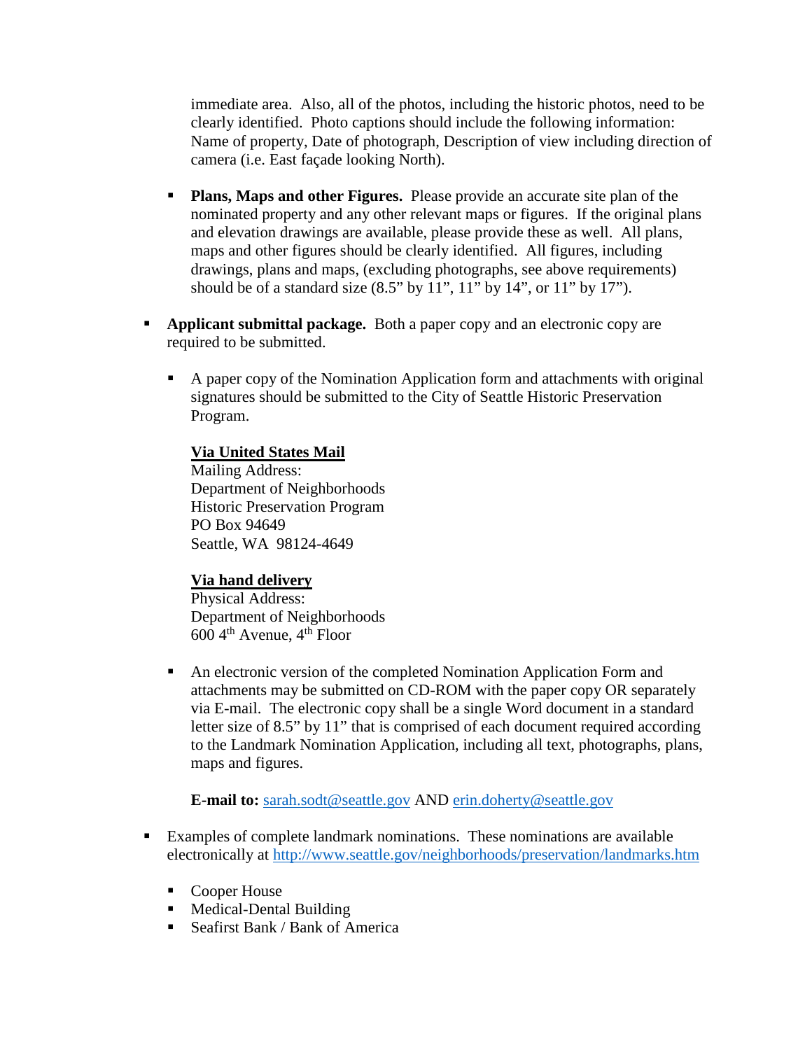immediate area. Also, all of the photos, including the historic photos, need to be clearly identified. Photo captions should include the following information: Name of property, Date of photograph, Description of view including direction of camera (i.e. East façade looking North).

- **Plans, Maps and other Figures.** Please provide an accurate site plan of the nominated property and any other relevant maps or figures. If the original plans and elevation drawings are available, please provide these as well. All plans, maps and other figures should be clearly identified. All figures, including drawings, plans and maps, (excluding photographs, see above requirements) should be of a standard size (8.5" by 11", 11" by 14", or 11" by 17").

- **Applicant submittal package.** Both a paper copy and an electronic copy are required to be submitted.

  - A paper copy of the Nomination Application form and attachments with original signatures should be submitted to the City of Seattle Historic Preservation Program.

    **Via United States Mail**
    Mailing Address:
    Department of Neighborhoods
    Historic Preservation Program
    PO Box 94649
    Seattle, WA 98124-4649

    **Via hand delivery**
    Physical Address:
    Department of Neighborhoods
    600 4th Avenue, 4th Floor

  - An electronic version of the completed Nomination Application Form and attachments may be submitted on CD-ROM with the paper copy OR separately via E-mail. The electronic copy shall be a single Word document in a standard letter size of 8.5" by 11" that is comprised of each document required according to the Landmark Nomination Application, including all text, photographs, plans, maps and figures.

    **E-mail to:** sarah.sodt@seattle.gov AND erin.doherty@seattle.gov

- Examples of complete landmark nominations. These nominations are available electronically at http://www.seattle.gov/neighborhoods/preservation/landmarks.htm

  - Cooper House
  - Medical-Dental Building
  - Seafirst Bank / Bank of America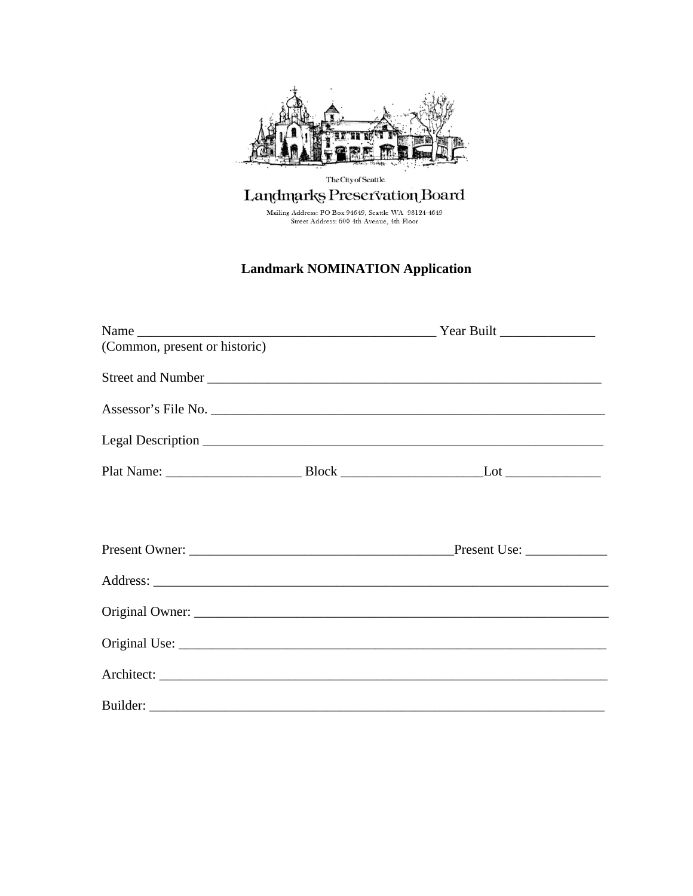The City of Seattle

Landmarks Preservation Board

Mailing Address: PO Box 94649, Seattle WA 98124-4649
Street Address: 600 4th Avenue, 4th Floor

**Landmark NOMINATION Application**

Name _____________________________________________ Year Built ______________
(Common, present or historic)

Street and Number ____________________________________________________________

Assessor's File No. ____________________________________________________________

Legal Description _____________________________________________________________

Plat Name: ____________________ Block ____________________Lot ______________

Present Owner: ________________________________________Present Use: ____________

Address: _____________________________________________________________________

Original Owner: _______________________________________________________________

Original Use: _________________________________________________________________

Architect: ____________________________________________________________________

Builder: ______________________________________________________________________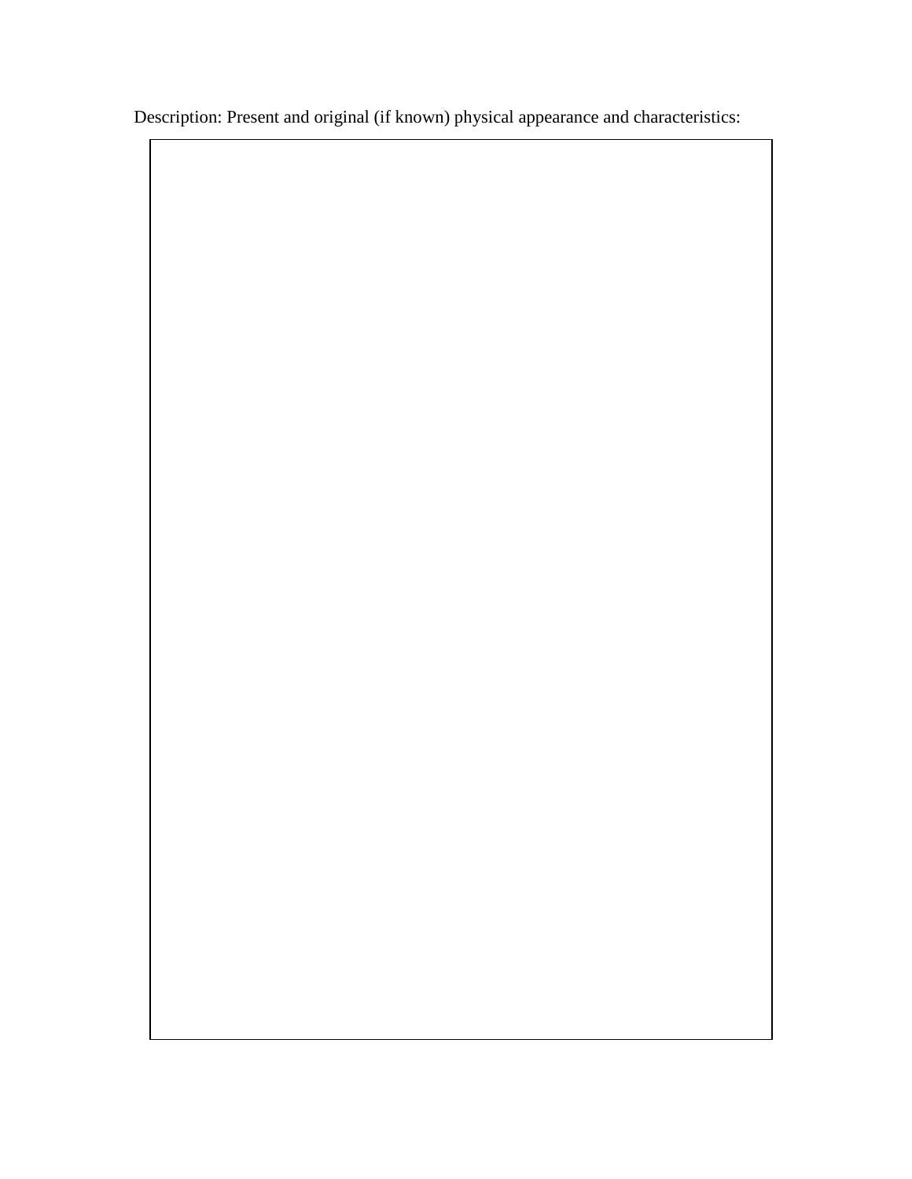Description: Present and original (if known) physical appearance and characteristics: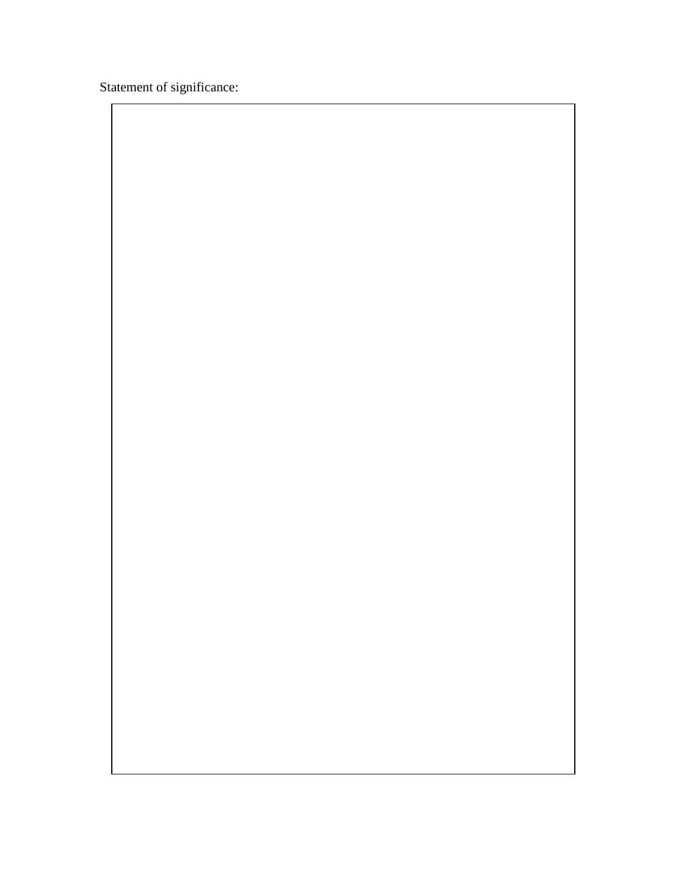Statement of significance: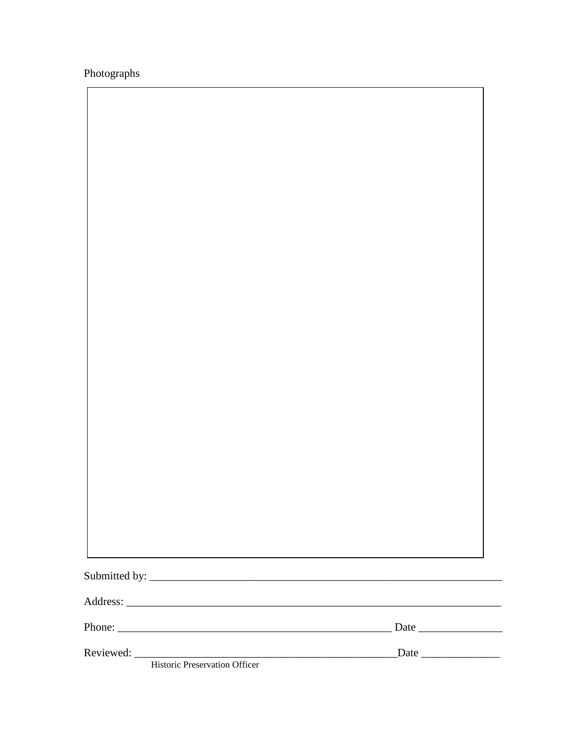Photographs

Submitted by: ___________________________________________________________________

Address: _______________________________________________________________________

Phone: ___________________________________________________ Date _______________

Reviewed: ________________________________________________Date ______________

Historic Preservation Officer